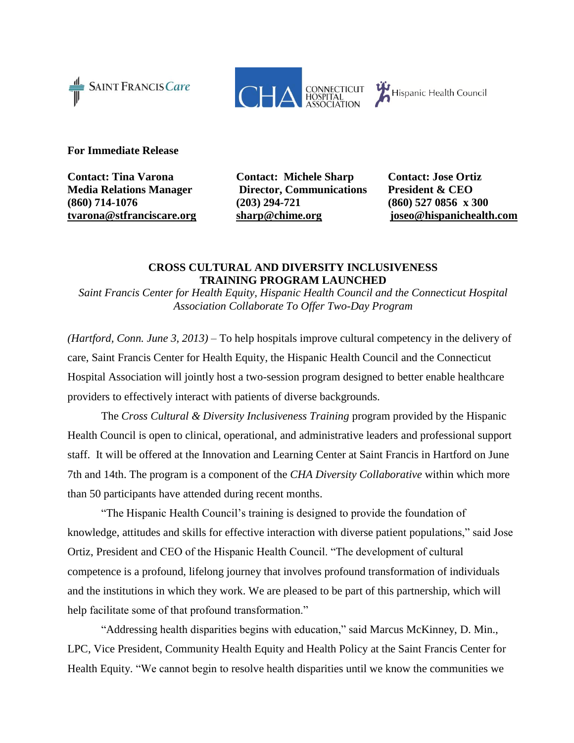**For Immediate Release**

**Contact: Tina Varona**
**Media Relations Manager**
**(860) 714-1076**
**tvarona@stfranciscare.org**

**Contact: Michele Sharp**
**Director, Communications**
**(203) 294-721**
**sharp@chime.org**

**Contact: Jose Ortiz**
**President & CEO**
**(860) 527 0856 x 300**
**joseo@hispanichealth.com**

## CROSS CULTURAL AND DIVERSITY INCLUSIVENESS TRAINING PROGRAM LAUNCHED

*Saint Francis Center for Health Equity, Hispanic Health Council and the Connecticut Hospital Association Collaborate To Offer Two-Day Program*

*(Hartford, Conn. June 3, 2013)* – To help hospitals improve cultural competency in the delivery of care, Saint Francis Center for Health Equity, the Hispanic Health Council and the Connecticut Hospital Association will jointly host a two-session program designed to better enable healthcare providers to effectively interact with patients of diverse backgrounds.

The *Cross Cultural & Diversity Inclusiveness Training* program provided by the Hispanic Health Council is open to clinical, operational, and administrative leaders and professional support staff. It will be offered at the Innovation and Learning Center at Saint Francis in Hartford on June 7th and 14th. The program is a component of the *CHA Diversity Collaborative* within which more than 50 participants have attended during recent months.

"The Hispanic Health Council's training is designed to provide the foundation of knowledge, attitudes and skills for effective interaction with diverse patient populations," said Jose Ortiz, President and CEO of the Hispanic Health Council. "The development of cultural competence is a profound, lifelong journey that involves profound transformation of individuals and the institutions in which they work. We are pleased to be part of this partnership, which will help facilitate some of that profound transformation."

"Addressing health disparities begins with education," said Marcus McKinney, D. Min., LPC, Vice President, Community Health Equity and Health Policy at the Saint Francis Center for Health Equity. "We cannot begin to resolve health disparities until we know the communities we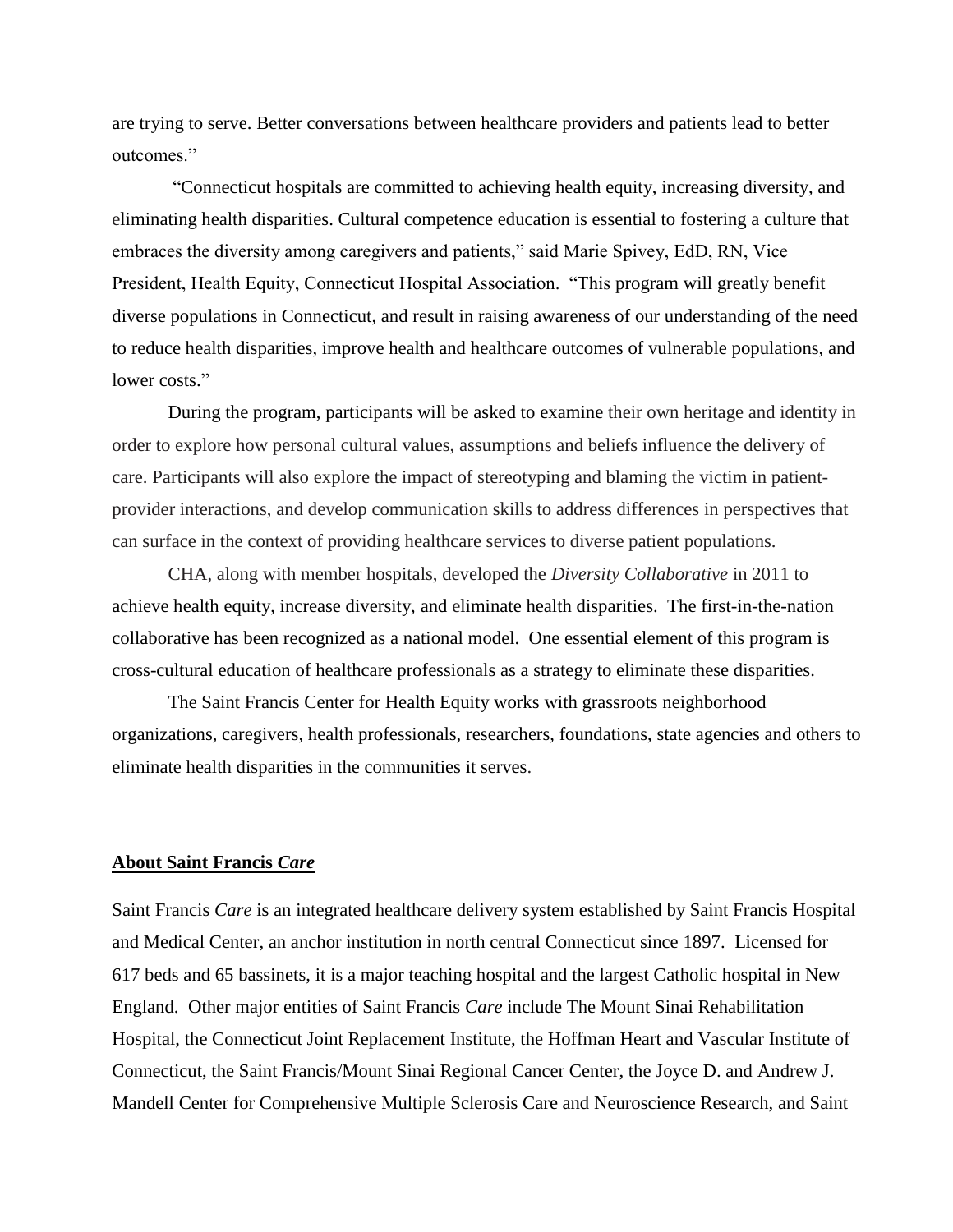are trying to serve. Better conversations between healthcare providers and patients lead to better outcomes."

"Connecticut hospitals are committed to achieving health equity, increasing diversity, and eliminating health disparities. Cultural competence education is essential to fostering a culture that embraces the diversity among caregivers and patients," said Marie Spivey, EdD, RN, Vice President, Health Equity, Connecticut Hospital Association. "This program will greatly benefit diverse populations in Connecticut, and result in raising awareness of our understanding of the need to reduce health disparities, improve health and healthcare outcomes of vulnerable populations, and lower costs."

During the program, participants will be asked to examine their own heritage and identity in order to explore how personal cultural values, assumptions and beliefs influence the delivery of care. Participants will also explore the impact of stereotyping and blaming the victim in patient-provider interactions, and develop communication skills to address differences in perspectives that can surface in the context of providing healthcare services to diverse patient populations.

CHA, along with member hospitals, developed the *Diversity Collaborative* in 2011 to achieve health equity, increase diversity, and eliminate health disparities. The first-in-the-nation collaborative has been recognized as a national model. One essential element of this program is cross-cultural education of healthcare professionals as a strategy to eliminate these disparities.

The Saint Francis Center for Health Equity works with grassroots neighborhood organizations, caregivers, health professionals, researchers, foundations, state agencies and others to eliminate health disparities in the communities it serves.

**About Saint Francis *Care***

Saint Francis *Care* is an integrated healthcare delivery system established by Saint Francis Hospital and Medical Center, an anchor institution in north central Connecticut since 1897. Licensed for 617 beds and 65 bassinets, it is a major teaching hospital and the largest Catholic hospital in New England. Other major entities of Saint Francis *Care* include The Mount Sinai Rehabilitation Hospital, the Connecticut Joint Replacement Institute, the Hoffman Heart and Vascular Institute of Connecticut, the Saint Francis/Mount Sinai Regional Cancer Center, the Joyce D. and Andrew J. Mandell Center for Comprehensive Multiple Sclerosis Care and Neuroscience Research, and Saint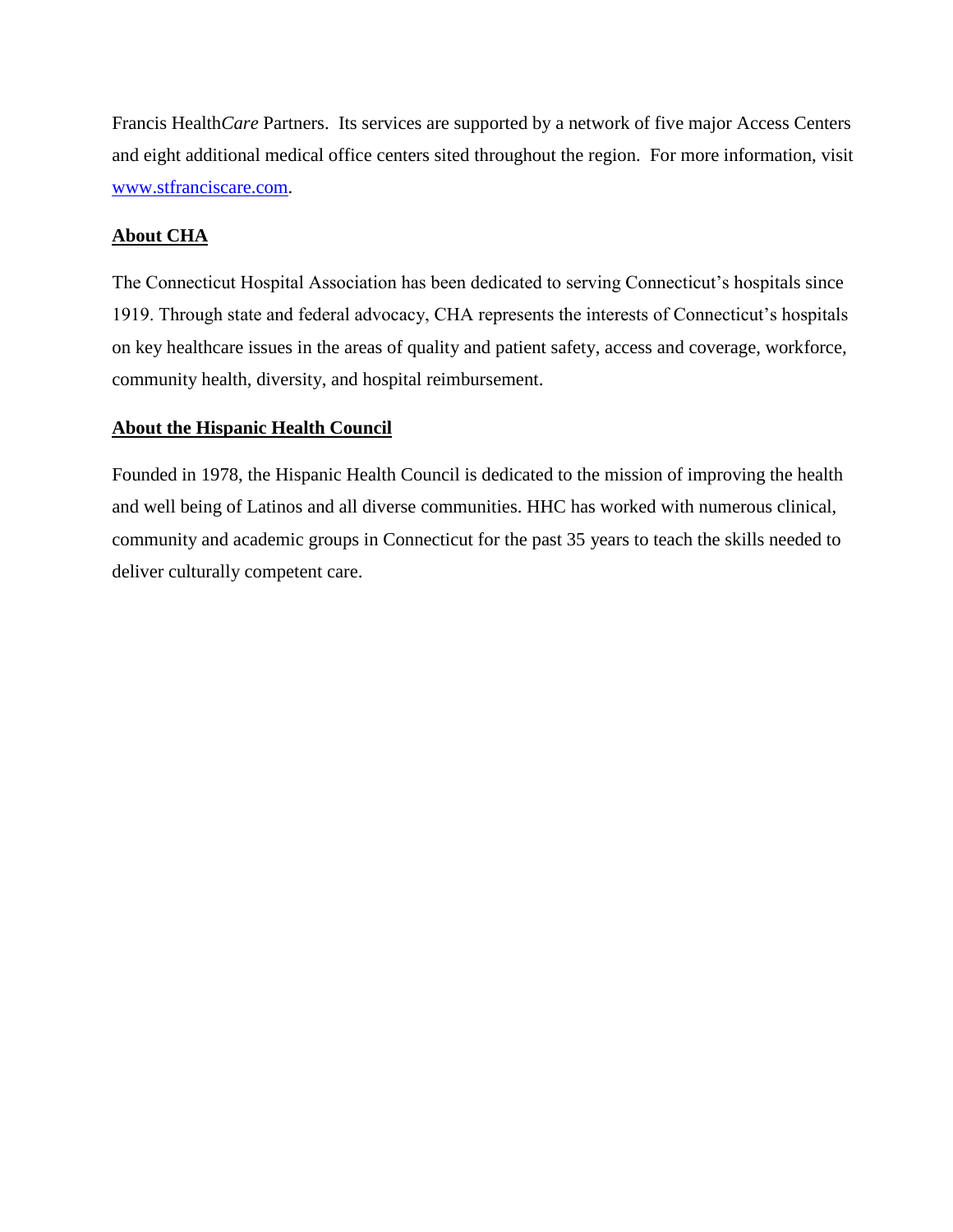Francis Health*Care* Partners. Its services are supported by a network of five major Access Centers and eight additional medical office centers sited throughout the region. For more information, visit [www.stfranciscare.com](http://www.stfranciscare.com).

## About CHA

The Connecticut Hospital Association has been dedicated to serving Connecticut's hospitals since 1919. Through state and federal advocacy, CHA represents the interests of Connecticut's hospitals on key healthcare issues in the areas of quality and patient safety, access and coverage, workforce, community health, diversity, and hospital reimbursement.

## About the Hispanic Health Council

Founded in 1978, the Hispanic Health Council is dedicated to the mission of improving the health and well being of Latinos and all diverse communities. HHC has worked with numerous clinical, community and academic groups in Connecticut for the past 35 years to teach the skills needed to deliver culturally competent care.